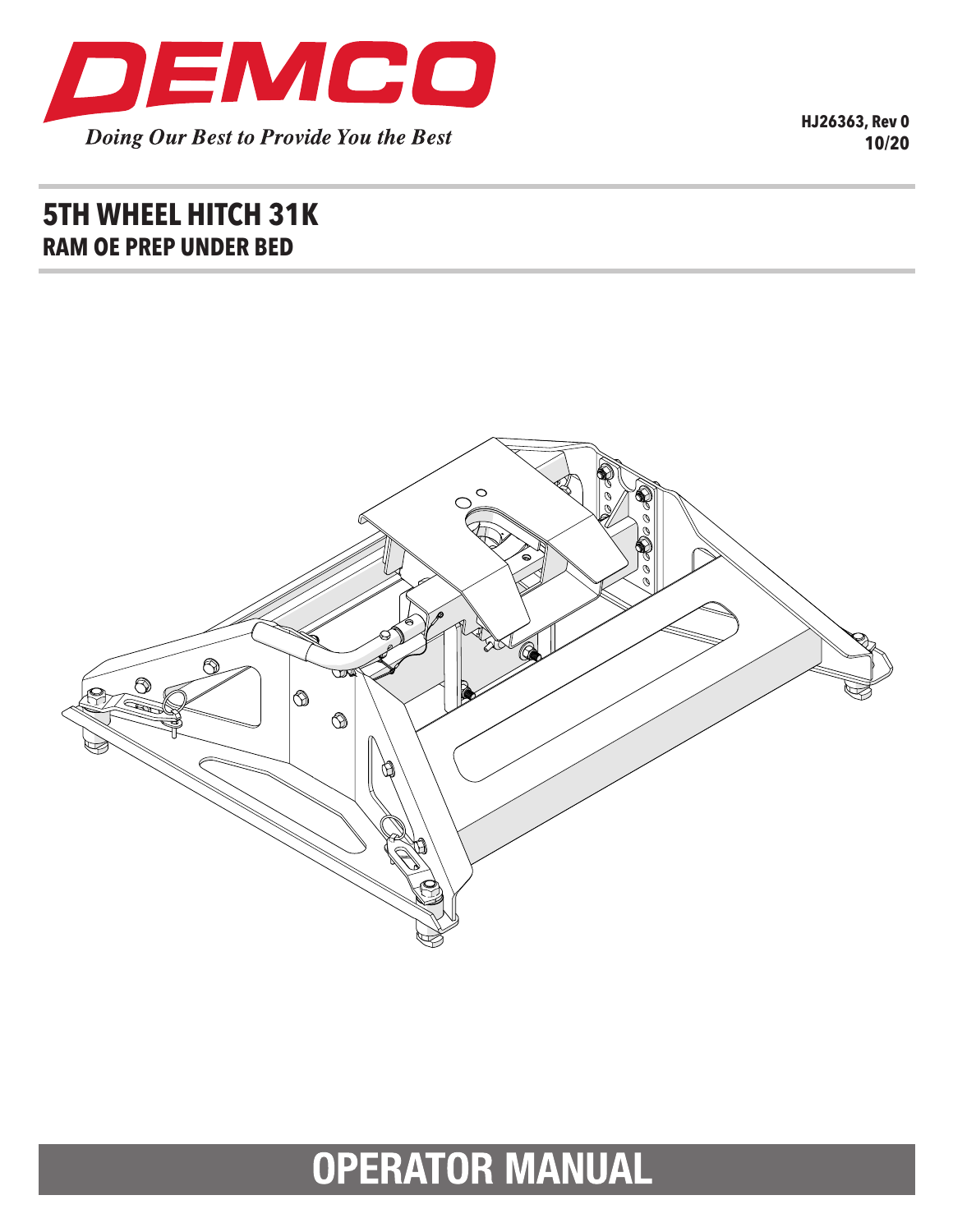DEMCO

*Doing Our Best to Provide You the Best*

**HJ26363, Rev 0**
**10/20**

# 5TH WHEEL HITCH 31K
## RAM OE PREP UNDER BED

# OPERATOR MANUAL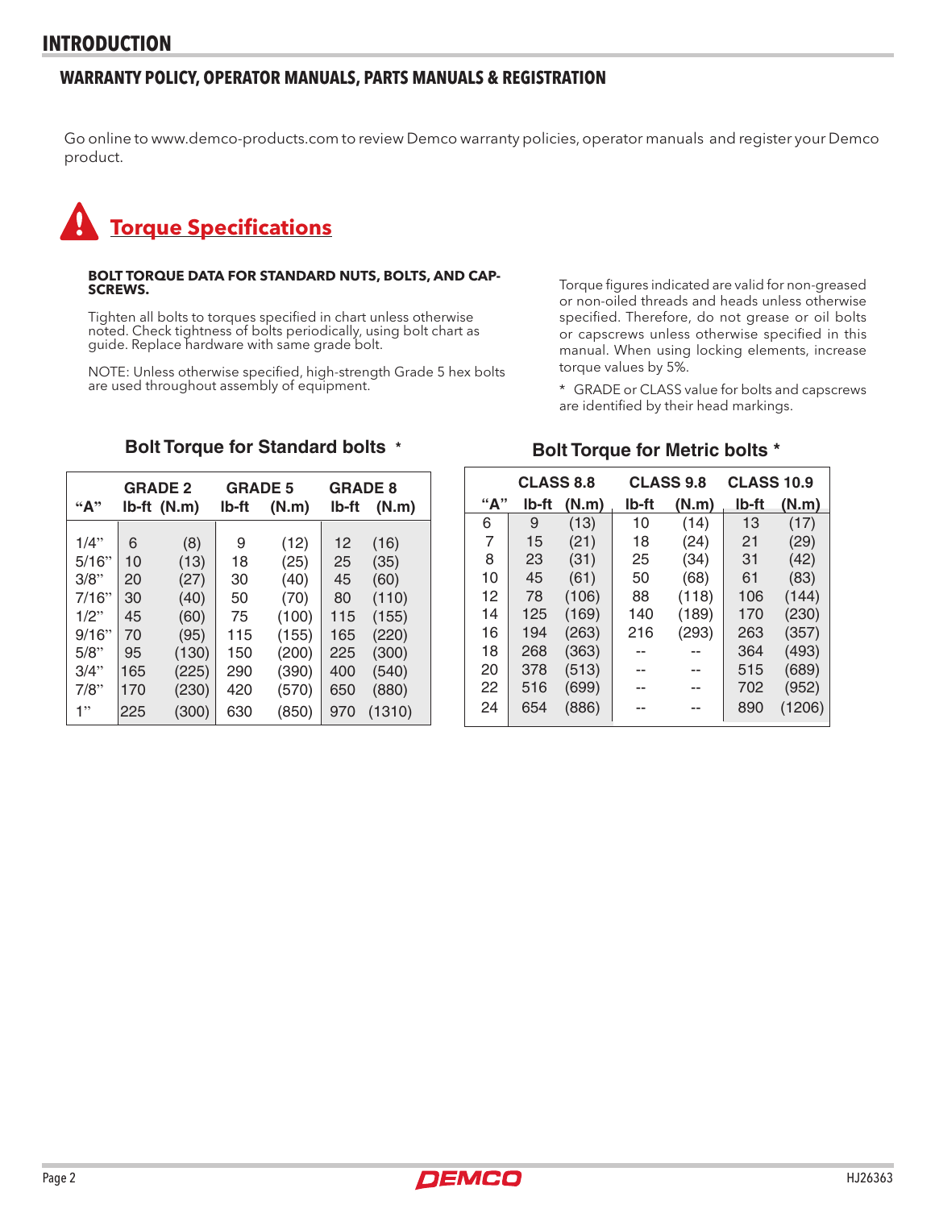# INTRODUCTION

## WARRANTY POLICY, OPERATOR MANUALS, PARTS MANUALS & REGISTRATION

Go online to www.demco-products.com to review Demco warranty policies, operator manuals and register your Demco product.

## Torque Specifications

**BOLT TORQUE DATA FOR STANDARD NUTS, BOLTS, AND CAP-SCREWS.**

Tighten all bolts to torques specified in chart unless otherwise noted. Check tightness of bolts periodically, using bolt chart as guide. Replace hardware with same grade bolt.

NOTE: Unless otherwise specified, high-strength Grade 5 hex bolts are used throughout assembly of equipment.

Torque figures indicated are valid for non-greased or non-oiled threads and heads unless otherwise specified. Therefore, do not grease or oil bolts or capscrews unless otherwise specified in this manual. When using locking elements, increase torque values by 5%.

* GRADE or CLASS value for bolts and capscrews are identified by their head markings.

### Bolt Torque for Standard bolts *

| "A" | GRADE 2 | | GRADE 5 | | GRADE 8 | |
|---|---|---|---|---|---|---|
| | lb-ft | (N.m) | lb-ft | (N.m) | lb-ft | (N.m) |
| 1/4" | 6 | (8) | 9 | (12) | 12 | (16) |
| 5/16" | 10 | (13) | 18 | (25) | 25 | (35) |
| 3/8" | 20 | (27) | 30 | (40) | 45 | (60) |
| 7/16" | 30 | (40) | 50 | (70) | 80 | (110) |
| 1/2" | 45 | (60) | 75 | (100) | 115 | (155) |
| 9/16" | 70 | (95) | 115 | (155) | 165 | (220) |
| 5/8" | 95 | (130) | 150 | (200) | 225 | (300) |
| 3/4" | 165 | (225) | 290 | (390) | 400 | (540) |
| 7/8" | 170 | (230) | 420 | (570) | 650 | (880) |
| 1" | 225 | (300) | 630 | (850) | 970 | (1310) |

### Bolt Torque for Metric bolts *

| "A" | CLASS 8.8 | | CLASS 9.8 | | CLASS 10.9 | |
|---|---|---|---|---|---|---|
| | lb-ft | (N.m) | lb-ft | (N.m) | lb-ft | (N.m) |
| 6 | 9 | (13) | 10 | (14) | 13 | (17) |
| 7 | 15 | (21) | 18 | (24) | 21 | (29) |
| 8 | 23 | (31) | 25 | (34) | 31 | (42) |
| 10 | 45 | (61) | 50 | (68) | 61 | (83) |
| 12 | 78 | (106) | 88 | (118) | 106 | (144) |
| 14 | 125 | (169) | 140 | (189) | 170 | (230) |
| 16 | 194 | (263) | 216 | (293) | 263 | (357) |
| 18 | 268 | (363) | -- | -- | 364 | (493) |
| 20 | 378 | (513) | -- | -- | 515 | (689) |
| 22 | 516 | (699) | -- | -- | 702 | (952) |
| 24 | 654 | (886) | -- | -- | 890 | (1206) |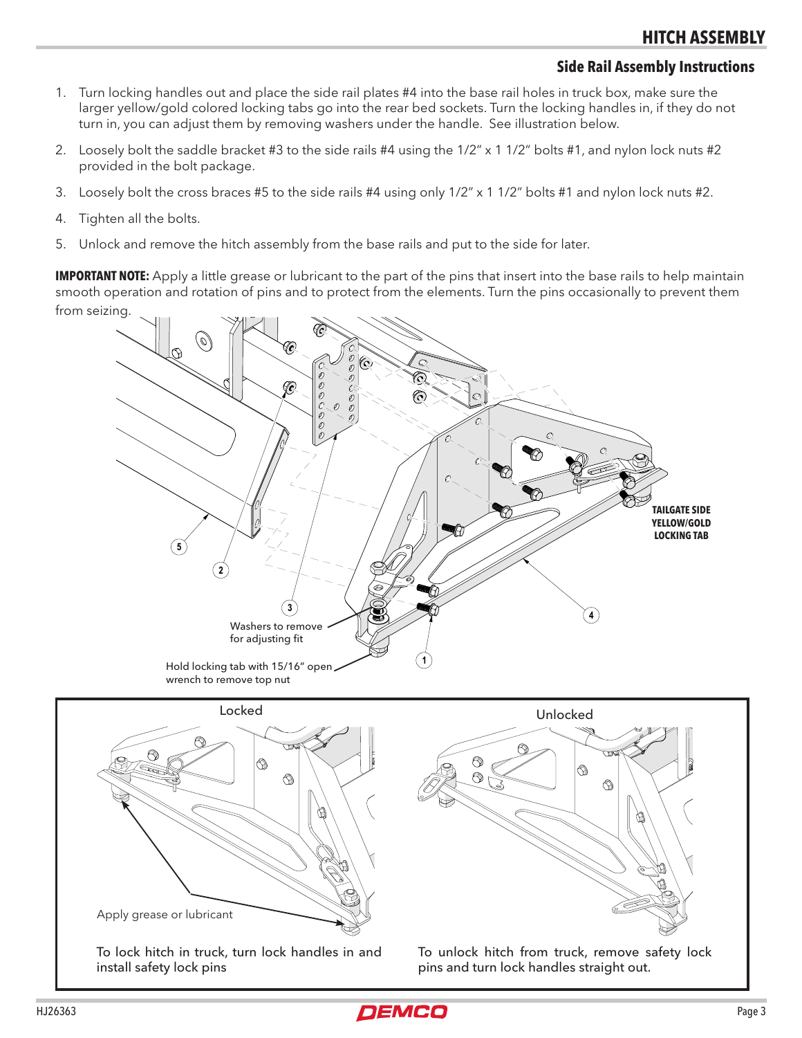# HITCH ASSEMBLY

## Side Rail Assembly Instructions

1. Turn locking handles out and place the side rail plates #4 into the base rail holes in truck box, make sure the larger yellow/gold colored locking tabs go into the rear bed sockets. Turn the locking handles in, if they do not turn in, you can adjust them by removing washers under the handle. See illustration below.
2. Loosely bolt the saddle bracket #3 to the side rails #4 using the 1/2" x 1 1/2" bolts #1, and nylon lock nuts #2 provided in the bolt package.
3. Loosely bolt the cross braces #5 to the side rails #4 using only 1/2" x 1 1/2" bolts #1 and nylon lock nuts #2.
4. Tighten all the bolts.
5. Unlock and remove the hitch assembly from the base rails and put to the side for later.

**IMPORTANT NOTE:** Apply a little grease or lubricant to the part of the pins that insert into the base rails to help maintain smooth operation and rotation of pins and to protect from the elements. Turn the pins occasionally to prevent them from seizing.

**TAILGATE SIDE YELLOW/GOLD LOCKING TAB**

5

2

3

4

1

Washers to remove for adjusting fit

Hold locking tab with 15/16" open wrench to remove top nut

Locked

Apply grease or lubricant

To lock hitch in truck, turn lock handles in and install safety lock pins

Unlocked

To unlock hitch from truck, remove safety lock pins and turn lock handles straight out.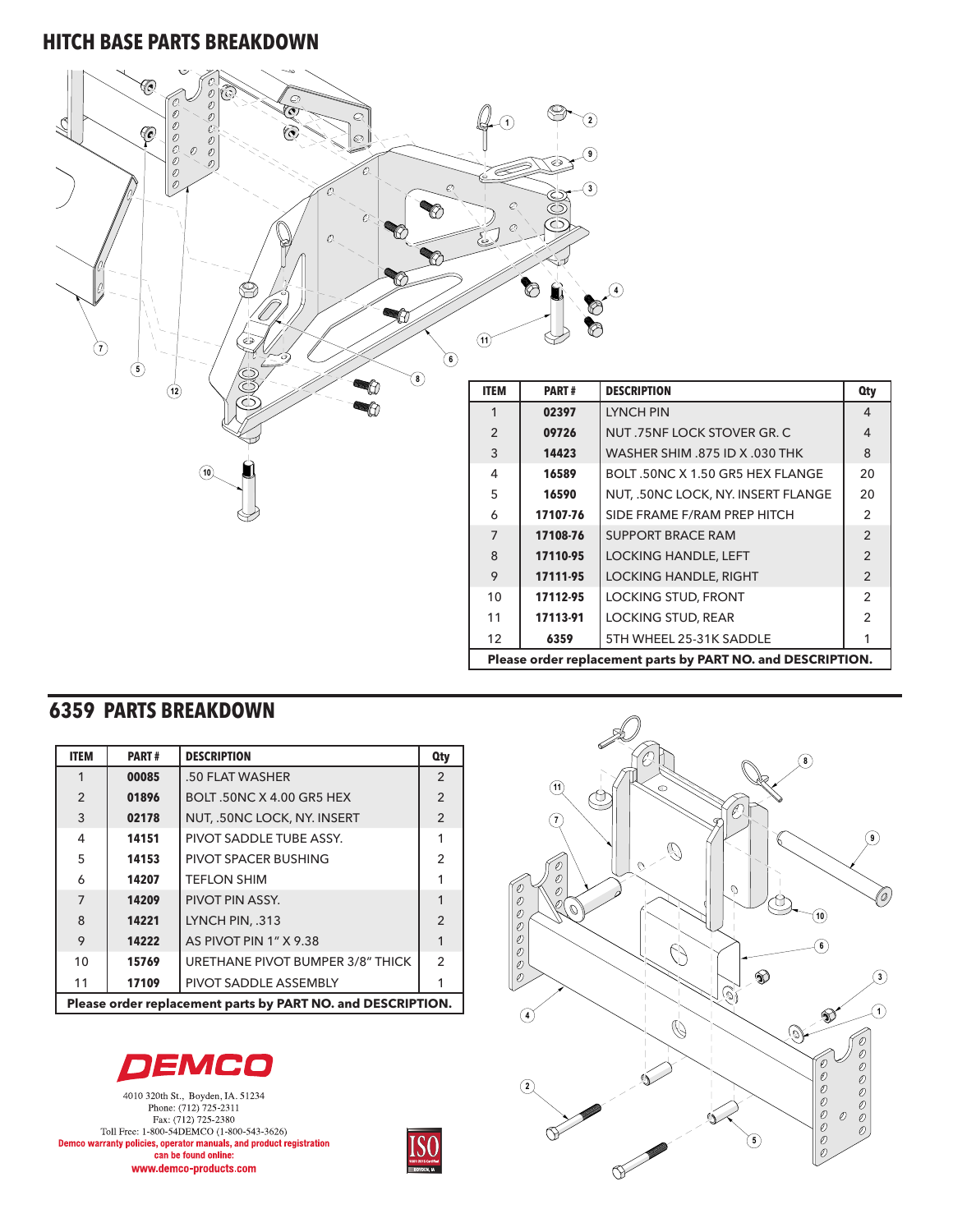## HITCH BASE PARTS BREAKDOWN

| ITEM | PART # | DESCRIPTION | Qty |
|---|---|---|---|
| 1 | 02397 | LYNCH PIN | 4 |
| 2 | 09726 | NUT .75NF LOCK STOVER GR. C | 4 |
| 3 | 14423 | WASHER SHIM .875 ID X .030 THK | 8 |
| 4 | 16589 | BOLT .50NC X 1.50 GR5 HEX FLANGE | 20 |
| 5 | 16590 | NUT, .50NC LOCK, NY. INSERT FLANGE | 20 |
| 6 | 17107-76 | SIDE FRAME F/RAM PREP HITCH | 2 |
| 7 | 17108-76 | SUPPORT BRACE RAM | 2 |
| 8 | 17110-95 | LOCKING HANDLE, LEFT | 2 |
| 9 | 17111-95 | LOCKING HANDLE, RIGHT | 2 |
| 10 | 17112-95 | LOCKING STUD, FRONT | 2 |
| 11 | 17113-91 | LOCKING STUD, REAR | 2 |
| 12 | 6359 | 5TH WHEEL 25-31K SADDLE | 1 |

**Please order replacement parts by PART NO. and DESCRIPTION.**

## 6359 PARTS BREAKDOWN

| ITEM | PART # | DESCRIPTION | Qty |
|---|---|---|---|
| 1 | 00085 | .50 FLAT WASHER | 2 |
| 2 | 01896 | BOLT .50NC X 4.00 GR5 HEX | 2 |
| 3 | 02178 | NUT, .50NC LOCK, NY. INSERT | 2 |
| 4 | 14151 | PIVOT SADDLE TUBE ASSY. | 1 |
| 5 | 14153 | PIVOT SPACER BUSHING | 2 |
| 6 | 14207 | TEFLON SHIM | 1 |
| 7 | 14209 | PIVOT PIN ASSY. | 1 |
| 8 | 14221 | LYNCH PIN, .313 | 2 |
| 9 | 14222 | AS PIVOT PIN 1" X 9.38 | 1 |
| 10 | 15769 | URETHANE PIVOT BUMPER 3/8" THICK | 2 |
| 11 | 17109 | PIVOT SADDLE ASSEMBLY | 1 |

**Please order replacement parts by PART NO. and DESCRIPTION.**

DEMCO

4010 320th St., Boyden, IA. 51234
Phone: (712) 725-2311
Fax: (712) 725-2380
Toll Free: 1-800-54DEMCO (1-800-543-3626)

**Demco warranty policies, operator manuals, and product registration can be found online:**
**www.demco-products.com**